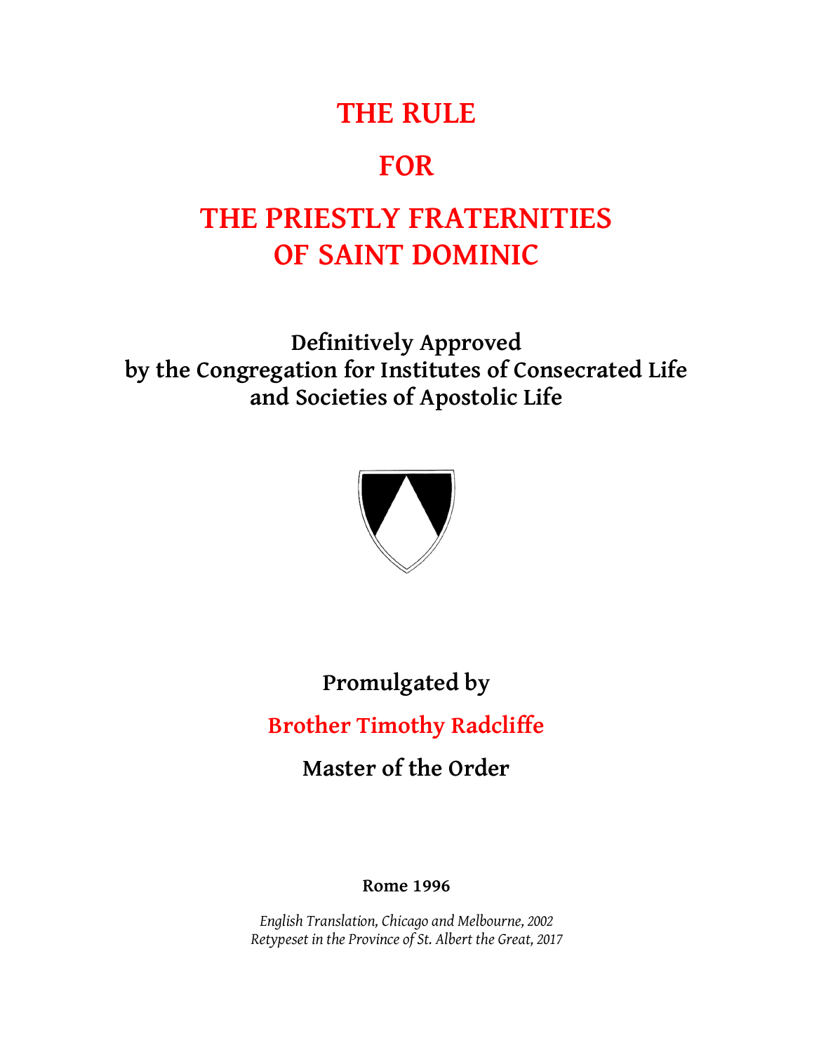# THE RULE

# FOR

# THE PRIESTLY FRATERNITIES OF SAINT DOMINIC

**Definitively Approved by the Congregation for Institutes of Consecrated Life and Societies of Apostolic Life**

**Promulgated by**

**Brother Timothy Radcliffe**

**Master of the Order**

**Rome 1996**

*English Translation, Chicago and Melbourne, 2002*
*Retypeset in the Province of St. Albert the Great, 2017*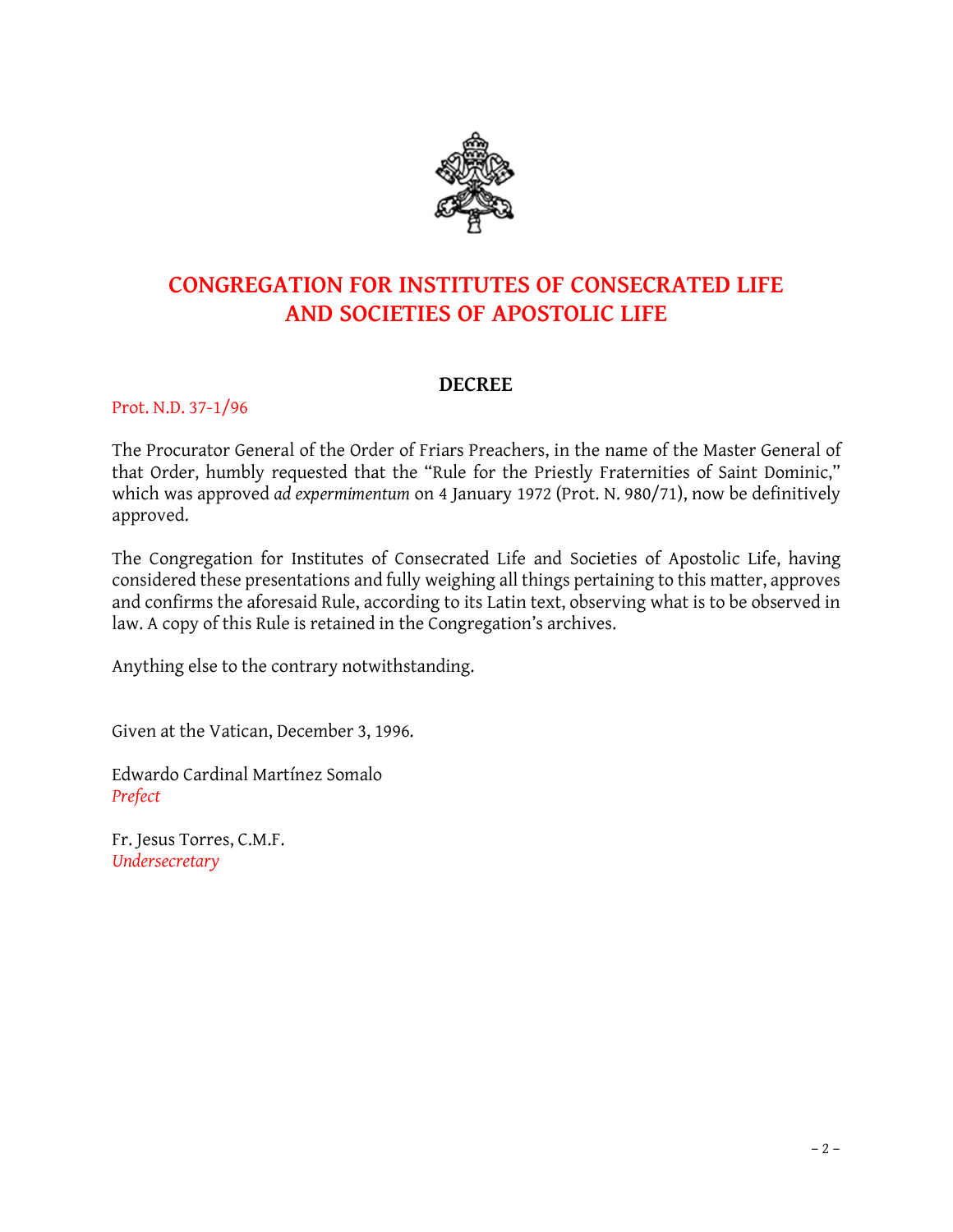# CONGREGATION FOR INSTITUTES OF CONSECRATED LIFE AND SOCIETIES OF APOSTOLIC LIFE

## DECREE

Prot. N.D. 37-1/96

The Procurator General of the Order of Friars Preachers, in the name of the Master General of that Order, humbly requested that the "Rule for the Priestly Fraternities of Saint Dominic," which was approved *ad expermimentum* on 4 January 1972 (Prot. N. 980/71), now be definitively approved.

The Congregation for Institutes of Consecrated Life and Societies of Apostolic Life, having considered these presentations and fully weighing all things pertaining to this matter, approves and confirms the aforesaid Rule, according to its Latin text, observing what is to be observed in law. A copy of this Rule is retained in the Congregation's archives.

Anything else to the contrary notwithstanding.

Given at the Vatican, December 3, 1996.

Edwardo Cardinal Martínez Somalo
*Prefect*

Fr. Jesus Torres, C.M.F.
*Undersecretary*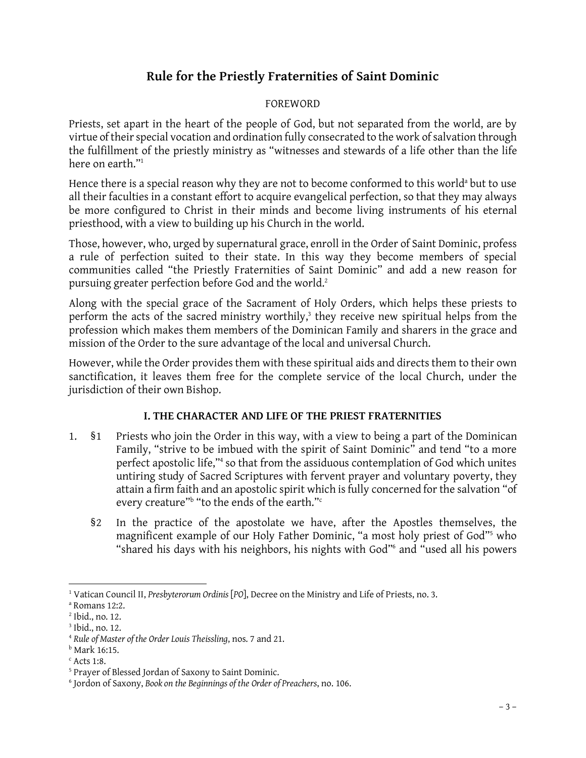# Rule for the Priestly Fraternities of Saint Dominic

## FOREWORD

Priests, set apart in the heart of the people of God, but not separated from the world, are by virtue of their special vocation and ordination fully consecrated to the work of salvation through the fulfillment of the priestly ministry as "witnesses and stewards of a life other than the life here on earth."[1]

Hence there is a special reason why they are not to become conformed to this world[a] but to use all their faculties in a constant effort to acquire evangelical perfection, so that they may always be more configured to Christ in their minds and become living instruments of his eternal priesthood, with a view to building up his Church in the world.

Those, however, who, urged by supernatural grace, enroll in the Order of Saint Dominic, profess a rule of perfection suited to their state. In this way they become members of special communities called "the Priestly Fraternities of Saint Dominic" and add a new reason for pursuing greater perfection before God and the world.[2]

Along with the special grace of the Sacrament of Holy Orders, which helps these priests to perform the acts of the sacred ministry worthily,[3] they receive new spiritual helps from the profession which makes them members of the Dominican Family and sharers in the grace and mission of the Order to the sure advantage of the local and universal Church.

However, while the Order provides them with these spiritual aids and directs them to their own sanctification, it leaves them free for the complete service of the local Church, under the jurisdiction of their own Bishop.

## I. THE CHARACTER AND LIFE OF THE PRIEST FRATERNITIES

1\. §1 Priests who join the Order in this way, with a view to being a part of the Dominican Family, "strive to be imbued with the spirit of Saint Dominic" and tend "to a more perfect apostolic life,"[4] so that from the assiduous contemplation of God which unites untiring study of Sacred Scriptures with fervent prayer and voluntary poverty, they attain a firm faith and an apostolic spirit which is fully concerned for the salvation "of every creature"[b] "to the ends of the earth."[c]

§2 In the practice of the apostolate we have, after the Apostles themselves, the magnificent example of our Holy Father Dominic, "a most holy priest of God"[5] who "shared his days with his neighbors, his nights with God"[6] and "used all his powers

---

[1] Vatican Council II, *Presbyterorum Ordinis* [*PO*], Decree on the Ministry and Life of Priests, no. 3.

[a] Romans 12:2.

[2] Ibid., no. 12.

[3] Ibid., no. 12.

[4] *Rule of Master of the Order Louis Theissling*, nos. 7 and 21.

[b] Mark 16:15.

[c] Acts 1:8.

[5] Prayer of Blessed Jordan of Saxony to Saint Dominic.

[6] Jordon of Saxony, *Book on the Beginnings of the Order of Preachers*, no. 106.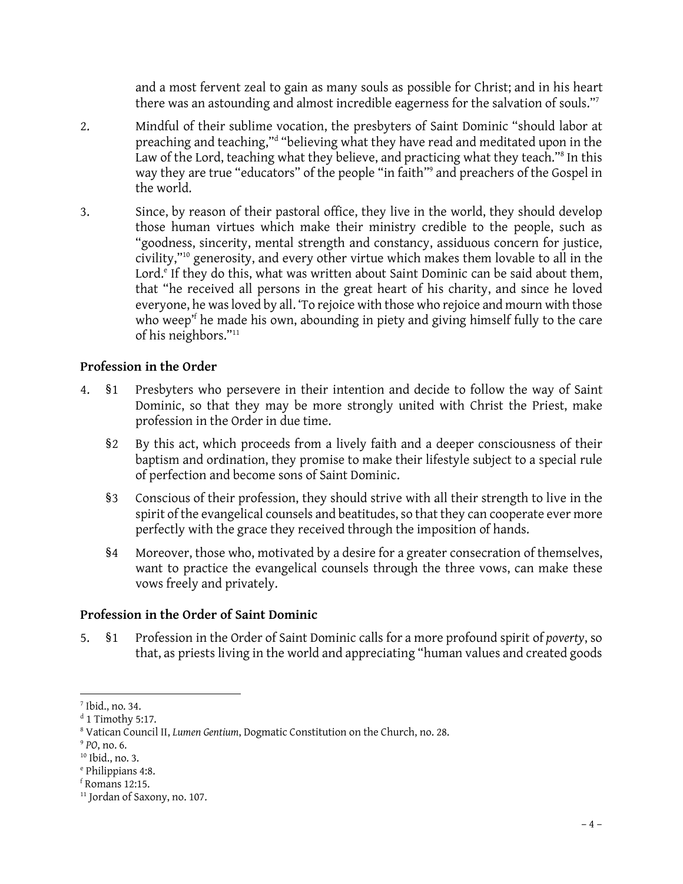and a most fervent zeal to gain as many souls as possible for Christ; and in his heart there was an astounding and almost incredible eagerness for the salvation of souls."[7]

2. Mindful of their sublime vocation, the presbyters of Saint Dominic "should labor at preaching and teaching,"[d] "believing what they have read and meditated upon in the Law of the Lord, teaching what they believe, and practicing what they teach."[8] In this way they are true "educators" of the people "in faith"[9] and preachers of the Gospel in the world.

3. Since, by reason of their pastoral office, they live in the world, they should develop those human virtues which make their ministry credible to the people, such as "goodness, sincerity, mental strength and constancy, assiduous concern for justice, civility,"[10] generosity, and every other virtue which makes them lovable to all in the Lord.[e] If they do this, what was written about Saint Dominic can be said about them, that "he received all persons in the great heart of his charity, and since he loved everyone, he was loved by all. 'To rejoice with those who rejoice and mourn with those who weep'[f] he made his own, abounding in piety and giving himself fully to the care of his neighbors."[11]

### Profession in the Order

4. §1 Presbyters who persevere in their intention and decide to follow the way of Saint Dominic, so that they may be more strongly united with Christ the Priest, make profession in the Order in due time.

§2 By this act, which proceeds from a lively faith and a deeper consciousness of their baptism and ordination, they promise to make their lifestyle subject to a special rule of perfection and become sons of Saint Dominic.

§3 Conscious of their profession, they should strive with all their strength to live in the spirit of the evangelical counsels and beatitudes, so that they can cooperate ever more perfectly with the grace they received through the imposition of hands.

§4 Moreover, those who, motivated by a desire for a greater consecration of themselves, want to practice the evangelical counsels through the three vows, can make these vows freely and privately.

### Profession in the Order of Saint Dominic

5. §1 Profession in the Order of Saint Dominic calls for a more profound spirit of *poverty*, so that, as priests living in the world and appreciating "human values and created goods

---

[7] Ibid., no. 34.
[d] 1 Timothy 5:17.
[8] Vatican Council II, *Lumen Gentium*, Dogmatic Constitution on the Church, no. 28.
[9] *PO*, no. 6.
[10] Ibid., no. 3.
[e] Philippians 4:8.
[f] Romans 12:15.
[11] Jordan of Saxony, no. 107.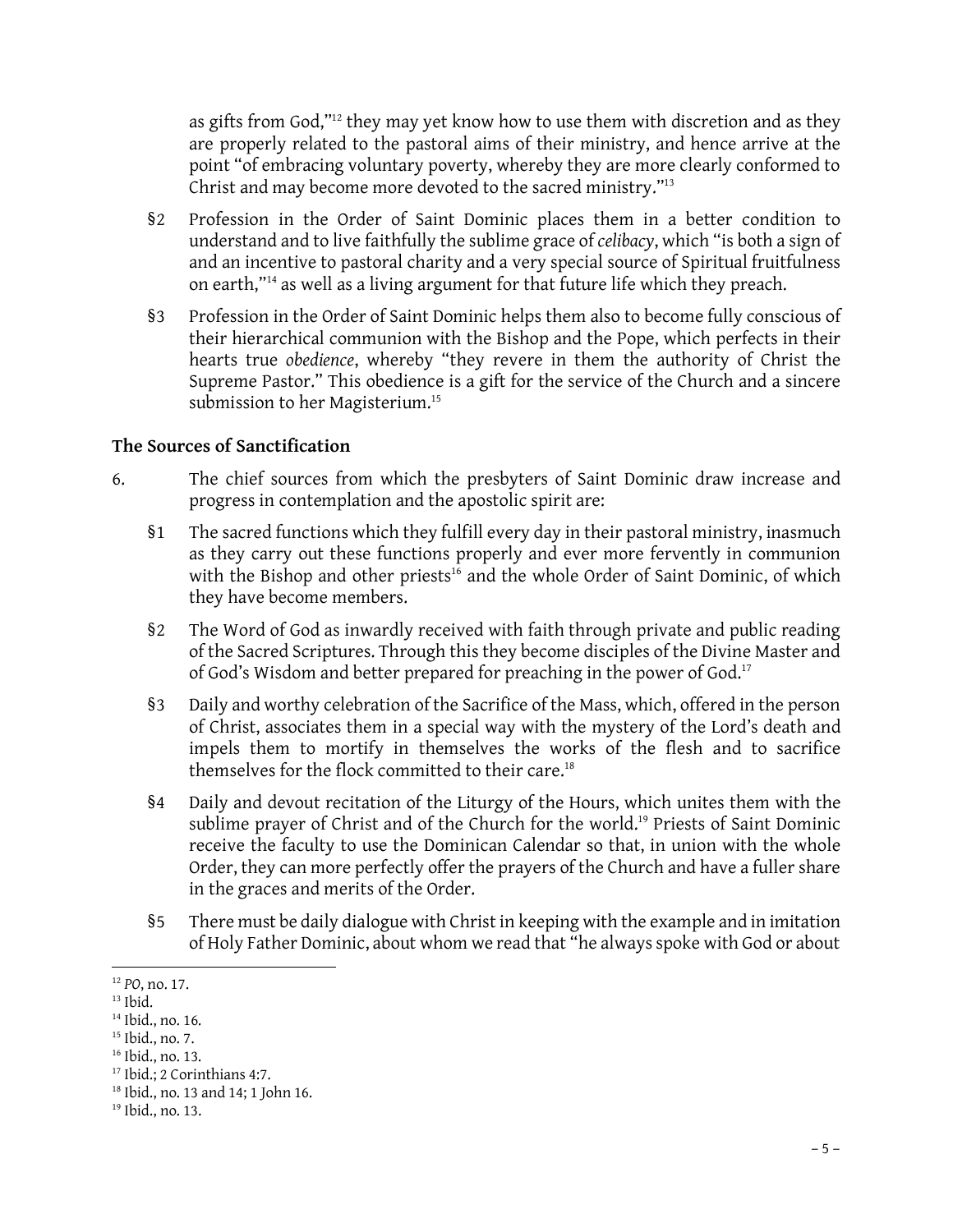as gifts from God,"[12] they may yet know how to use them with discretion and as they are properly related to the pastoral aims of their ministry, and hence arrive at the point "of embracing voluntary poverty, whereby they are more clearly conformed to Christ and may become more devoted to the sacred ministry."[13]

§2 Profession in the Order of Saint Dominic places them in a better condition to understand and to live faithfully the sublime grace of *celibacy*, which "is both a sign of and an incentive to pastoral charity and a very special source of Spiritual fruitfulness on earth,"[14] as well as a living argument for that future life which they preach.

§3 Profession in the Order of Saint Dominic helps them also to become fully conscious of their hierarchical communion with the Bishop and the Pope, which perfects in their hearts true *obedience*, whereby "they revere in them the authority of Christ the Supreme Pastor." This obedience is a gift for the service of the Church and a sincere submission to her Magisterium.[15]

**The Sources of Sanctification**

6. The chief sources from which the presbyters of Saint Dominic draw increase and progress in contemplation and the apostolic spirit are:

§1 The sacred functions which they fulfill every day in their pastoral ministry, inasmuch as they carry out these functions properly and ever more fervently in communion with the Bishop and other priests[16] and the whole Order of Saint Dominic, of which they have become members.

§2 The Word of God as inwardly received with faith through private and public reading of the Sacred Scriptures. Through this they become disciples of the Divine Master and of God's Wisdom and better prepared for preaching in the power of God.[17]

§3 Daily and worthy celebration of the Sacrifice of the Mass, which, offered in the person of Christ, associates them in a special way with the mystery of the Lord's death and impels them to mortify in themselves the works of the flesh and to sacrifice themselves for the flock committed to their care.[18]

§4 Daily and devout recitation of the Liturgy of the Hours, which unites them with the sublime prayer of Christ and of the Church for the world.[19] Priests of Saint Dominic receive the faculty to use the Dominican Calendar so that, in union with the whole Order, they can more perfectly offer the prayers of the Church and have a fuller share in the graces and merits of the Order.

§5 There must be daily dialogue with Christ in keeping with the example and in imitation of Holy Father Dominic, about whom we read that "he always spoke with God or about

---

[12] *PO*, no. 17.
[13] Ibid.
[14] Ibid., no. 16.
[15] Ibid., no. 7.
[16] Ibid., no. 13.
[17] Ibid.; 2 Corinthians 4:7.
[18] Ibid., no. 13 and 14; 1 John 16.
[19] Ibid., no. 13.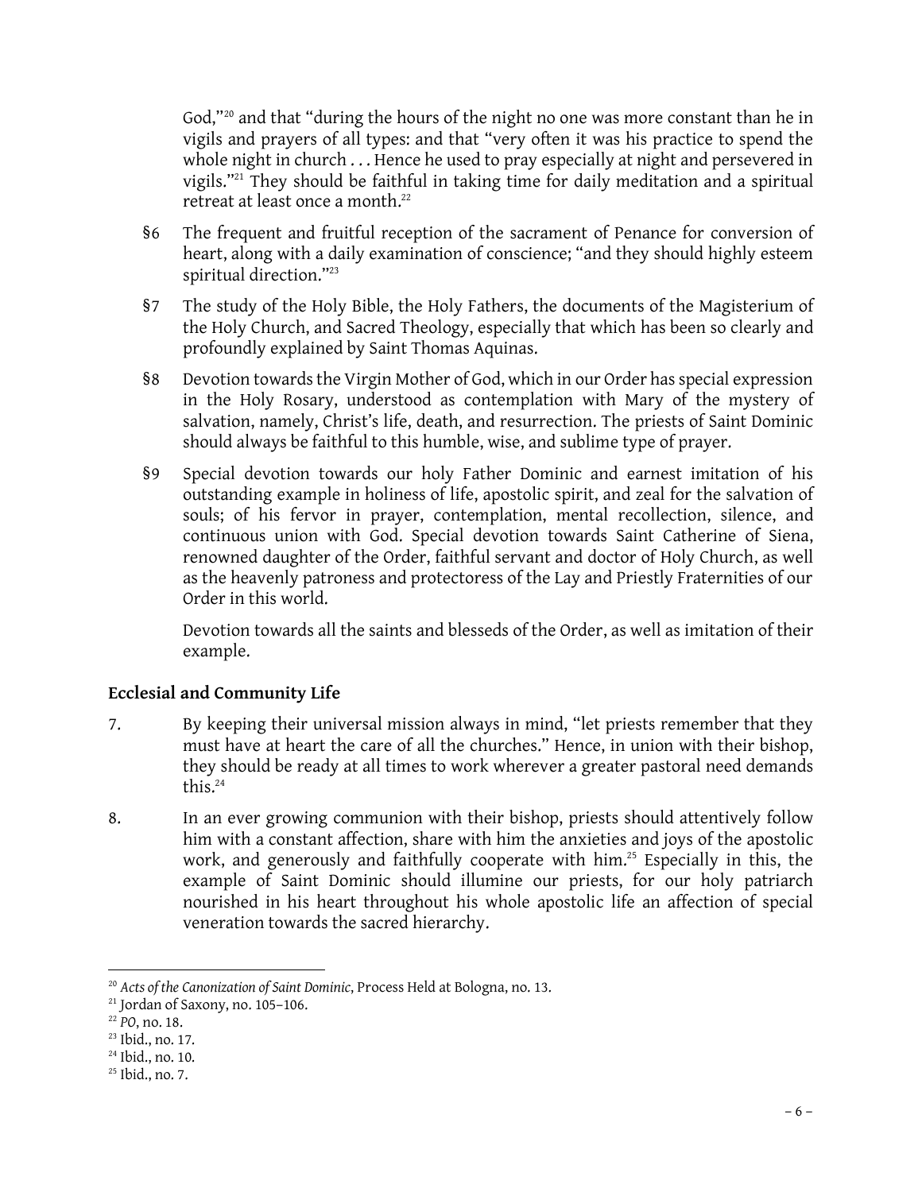God,"[20] and that "during the hours of the night no one was more constant than he in vigils and prayers of all types: and that "very often it was his practice to spend the whole night in church . . . Hence he used to pray especially at night and persevered in vigils."[21] They should be faithful in taking time for daily meditation and a spiritual retreat at least once a month.[22]

§6 The frequent and fruitful reception of the sacrament of Penance for conversion of heart, along with a daily examination of conscience; "and they should highly esteem spiritual direction."[23]

§7 The study of the Holy Bible, the Holy Fathers, the documents of the Magisterium of the Holy Church, and Sacred Theology, especially that which has been so clearly and profoundly explained by Saint Thomas Aquinas.

§8 Devotion towards the Virgin Mother of God, which in our Order has special expression in the Holy Rosary, understood as contemplation with Mary of the mystery of salvation, namely, Christ's life, death, and resurrection. The priests of Saint Dominic should always be faithful to this humble, wise, and sublime type of prayer.

§9 Special devotion towards our holy Father Dominic and earnest imitation of his outstanding example in holiness of life, apostolic spirit, and zeal for the salvation of souls; of his fervor in prayer, contemplation, mental recollection, silence, and continuous union with God. Special devotion towards Saint Catherine of Siena, renowned daughter of the Order, faithful servant and doctor of Holy Church, as well as the heavenly patroness and protectoress of the Lay and Priestly Fraternities of our Order in this world.

Devotion towards all the saints and blesseds of the Order, as well as imitation of their example.

### Ecclesial and Community Life

7. By keeping their universal mission always in mind, "let priests remember that they must have at heart the care of all the churches." Hence, in union with their bishop, they should be ready at all times to work wherever a greater pastoral need demands this.[24]

8. In an ever growing communion with their bishop, priests should attentively follow him with a constant affection, share with him the anxieties and joys of the apostolic work, and generously and faithfully cooperate with him.[25] Especially in this, the example of Saint Dominic should illumine our priests, for our holy patriarch nourished in his heart throughout his whole apostolic life an affection of special veneration towards the sacred hierarchy.

---

[20] *Acts of the Canonization of Saint Dominic*, Process Held at Bologna, no. 13.

[21] Jordan of Saxony, no. 105–106.

[22] *PO*, no. 18.

[23] Ibid., no. 17.

[24] Ibid., no. 10.

[25] Ibid., no. 7.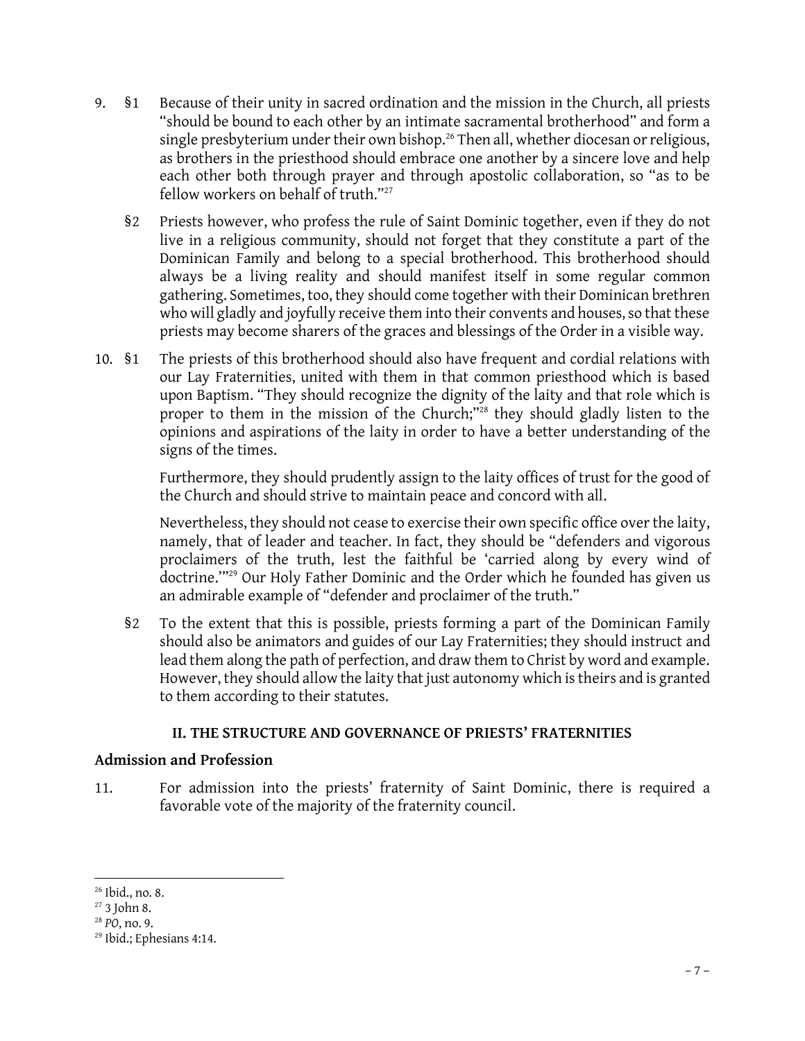9. §1 Because of their unity in sacred ordination and the mission in the Church, all priests "should be bound to each other by an intimate sacramental brotherhood" and form a single presbyterium under their own bishop.[26] Then all, whether diocesan or religious, as brothers in the priesthood should embrace one another by a sincere love and help each other both through prayer and through apostolic collaboration, so "as to be fellow workers on behalf of truth."[27]

   §2 Priests however, who profess the rule of Saint Dominic together, even if they do not live in a religious community, should not forget that they constitute a part of the Dominican Family and belong to a special brotherhood. This brotherhood should always be a living reality and should manifest itself in some regular common gathering. Sometimes, too, they should come together with their Dominican brethren who will gladly and joyfully receive them into their convents and houses, so that these priests may become sharers of the graces and blessings of the Order in a visible way.

10. §1 The priests of this brotherhood should also have frequent and cordial relations with our Lay Fraternities, united with them in that common priesthood which is based upon Baptism. "They should recognize the dignity of the laity and that role which is proper to them in the mission of the Church;"[28] they should gladly listen to the opinions and aspirations of the laity in order to have a better understanding of the signs of the times.

    Furthermore, they should prudently assign to the laity offices of trust for the good of the Church and should strive to maintain peace and concord with all.

    Nevertheless, they should not cease to exercise their own specific office over the laity, namely, that of leader and teacher. In fact, they should be "defenders and vigorous proclaimers of the truth, lest the faithful be 'carried along by every wind of doctrine.'"[29] Our Holy Father Dominic and the Order which he founded has given us an admirable example of "defender and proclaimer of the truth."

    §2 To the extent that this is possible, priests forming a part of the Dominican Family should also be animators and guides of our Lay Fraternities; they should instruct and lead them along the path of perfection, and draw them to Christ by word and example. However, they should allow the laity that just autonomy which is theirs and is granted to them according to their statutes.

## II. THE STRUCTURE AND GOVERNANCE OF PRIESTS' FRATERNITIES

### Admission and Profession

11. For admission into the priests' fraternity of Saint Dominic, there is required a favorable vote of the majority of the fraternity council.

---

[26] Ibid., no. 8.

[27] 3 John 8.

[28] *PO*, no. 9.

[29] Ibid.; Ephesians 4:14.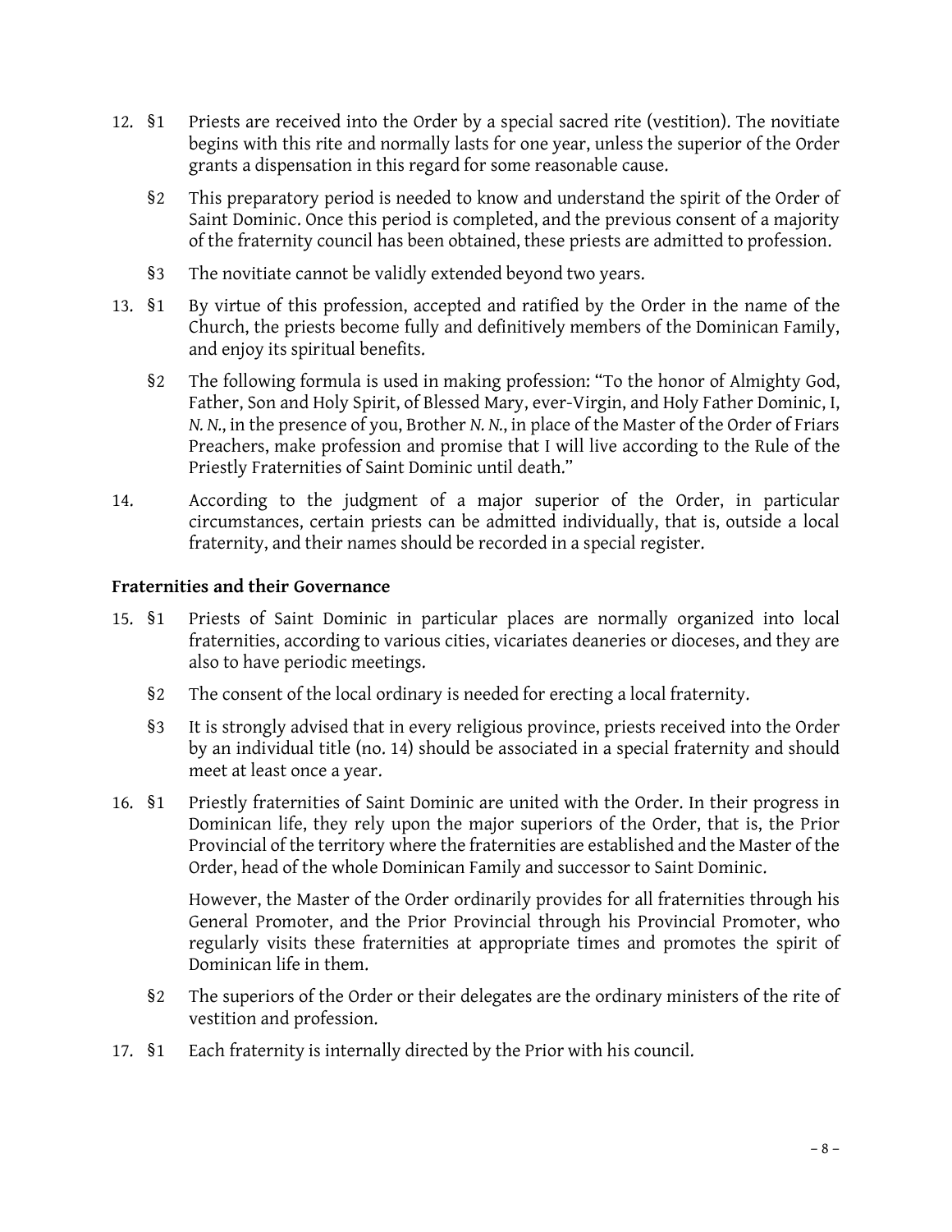12. §1 Priests are received into the Order by a special sacred rite (vestition). The novitiate begins with this rite and normally lasts for one year, unless the superior of the Order grants a dispensation in this regard for some reasonable cause.

    §2 This preparatory period is needed to know and understand the spirit of the Order of Saint Dominic. Once this period is completed, and the previous consent of a majority of the fraternity council has been obtained, these priests are admitted to profession.

    §3 The novitiate cannot be validly extended beyond two years.

13. §1 By virtue of this profession, accepted and ratified by the Order in the name of the Church, the priests become fully and definitively members of the Dominican Family, and enjoy its spiritual benefits.

    §2 The following formula is used in making profession: "To the honor of Almighty God, Father, Son and Holy Spirit, of Blessed Mary, ever-Virgin, and Holy Father Dominic, I, *N. N.*, in the presence of you, Brother *N. N.*, in place of the Master of the Order of Friars Preachers, make profession and promise that I will live according to the Rule of the Priestly Fraternities of Saint Dominic until death."

14. According to the judgment of a major superior of the Order, in particular circumstances, certain priests can be admitted individually, that is, outside a local fraternity, and their names should be recorded in a special register.

**Fraternities and their Governance**

15. §1 Priests of Saint Dominic in particular places are normally organized into local fraternities, according to various cities, vicariates deaneries or dioceses, and they are also to have periodic meetings.

    §2 The consent of the local ordinary is needed for erecting a local fraternity.

    §3 It is strongly advised that in every religious province, priests received into the Order by an individual title (no. 14) should be associated in a special fraternity and should meet at least once a year.

16. §1 Priestly fraternities of Saint Dominic are united with the Order. In their progress in Dominican life, they rely upon the major superiors of the Order, that is, the Prior Provincial of the territory where the fraternities are established and the Master of the Order, head of the whole Dominican Family and successor to Saint Dominic.

    However, the Master of the Order ordinarily provides for all fraternities through his General Promoter, and the Prior Provincial through his Provincial Promoter, who regularly visits these fraternities at appropriate times and promotes the spirit of Dominican life in them.

    §2 The superiors of the Order or their delegates are the ordinary ministers of the rite of vestition and profession.

17. §1 Each fraternity is internally directed by the Prior with his council.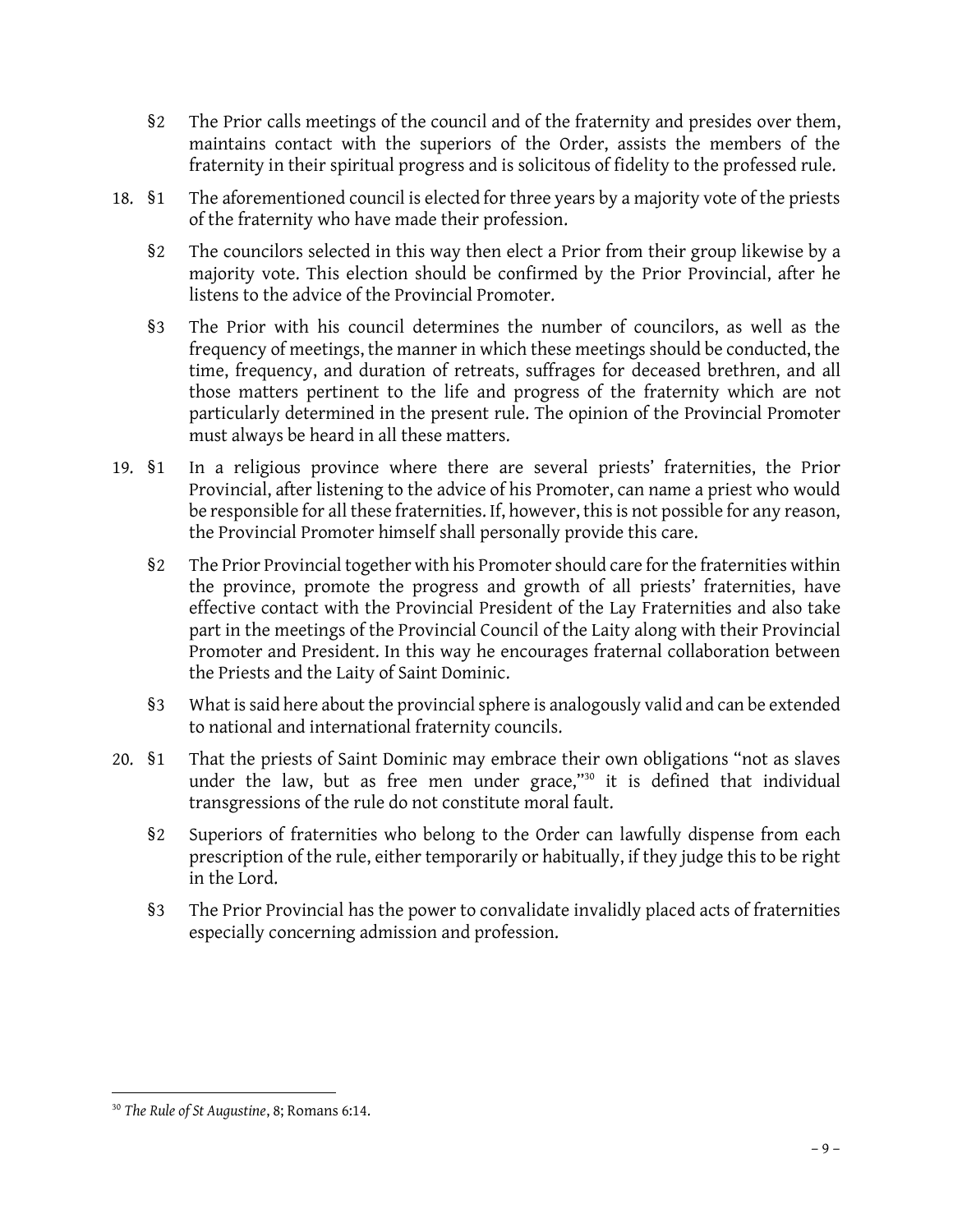§2 The Prior calls meetings of the council and of the fraternity and presides over them, maintains contact with the superiors of the Order, assists the members of the fraternity in their spiritual progress and is solicitous of fidelity to the professed rule.

18. §1 The aforementioned council is elected for three years by a majority vote of the priests of the fraternity who have made their profession.

§2 The councilors selected in this way then elect a Prior from their group likewise by a majority vote. This election should be confirmed by the Prior Provincial, after he listens to the advice of the Provincial Promoter.

§3 The Prior with his council determines the number of councilors, as well as the frequency of meetings, the manner in which these meetings should be conducted, the time, frequency, and duration of retreats, suffrages for deceased brethren, and all those matters pertinent to the life and progress of the fraternity which are not particularly determined in the present rule. The opinion of the Provincial Promoter must always be heard in all these matters.

19. §1 In a religious province where there are several priests' fraternities, the Prior Provincial, after listening to the advice of his Promoter, can name a priest who would be responsible for all these fraternities. If, however, this is not possible for any reason, the Provincial Promoter himself shall personally provide this care.

§2 The Prior Provincial together with his Promoter should care for the fraternities within the province, promote the progress and growth of all priests' fraternities, have effective contact with the Provincial President of the Lay Fraternities and also take part in the meetings of the Provincial Council of the Laity along with their Provincial Promoter and President. In this way he encourages fraternal collaboration between the Priests and the Laity of Saint Dominic.

§3 What is said here about the provincial sphere is analogously valid and can be extended to national and international fraternity councils.

20. §1 That the priests of Saint Dominic may embrace their own obligations "not as slaves under the law, but as free men under grace,"[30] it is defined that individual transgressions of the rule do not constitute moral fault.

§2 Superiors of fraternities who belong to the Order can lawfully dispense from each prescription of the rule, either temporarily or habitually, if they judge this to be right in the Lord.

§3 The Prior Provincial has the power to convalidate invalidly placed acts of fraternities especially concerning admission and profession.

---

[30] *The Rule of St Augustine*, 8; Romans 6:14.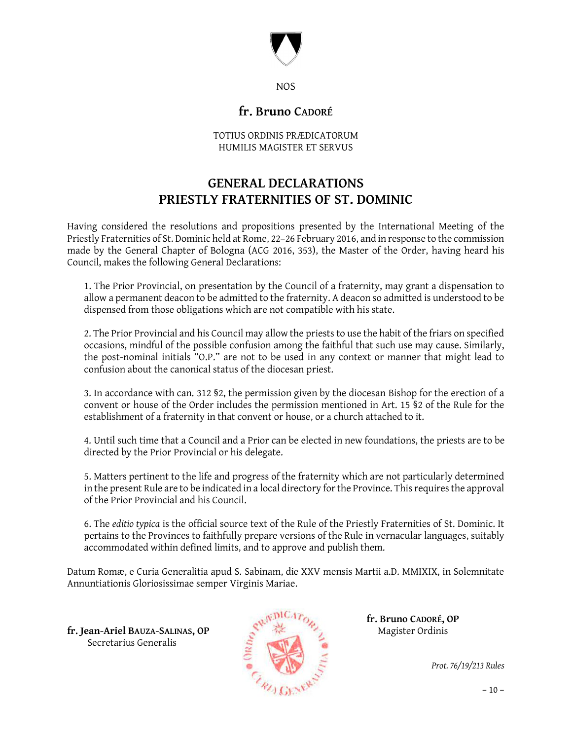NOS

## fr. Bruno Cadoré

TOTIUS ORDINIS PRÆDICATORUM
HUMILIS MAGISTER ET SERVUS

# GENERAL DECLARATIONS
# PRIESTLY FRATERNITIES OF ST. DOMINIC

Having considered the resolutions and propositions presented by the International Meeting of the Priestly Fraternities of St. Dominic held at Rome, 22–26 February 2016, and in response to the commission made by the General Chapter of Bologna (ACG 2016, 353), the Master of the Order, having heard his Council, makes the following General Declarations:

1. The Prior Provincial, on presentation by the Council of a fraternity, may grant a dispensation to allow a permanent deacon to be admitted to the fraternity. A deacon so admitted is understood to be dispensed from those obligations which are not compatible with his state.

2. The Prior Provincial and his Council may allow the priests to use the habit of the friars on specified occasions, mindful of the possible confusion among the faithful that such use may cause. Similarly, the post-nominal initials "O.P." are not to be used in any context or manner that might lead to confusion about the canonical status of the diocesan priest.

3. In accordance with can. 312 §2, the permission given by the diocesan Bishop for the erection of a convent or house of the Order includes the permission mentioned in Art. 15 §2 of the Rule for the establishment of a fraternity in that convent or house, or a church attached to it.

4. Until such time that a Council and a Prior can be elected in new foundations, the priests are to be directed by the Prior Provincial or his delegate.

5. Matters pertinent to the life and progress of the fraternity which are not particularly determined in the present Rule are to be indicated in a local directory for the Province. This requires the approval of the Prior Provincial and his Council.

6. The *editio typica* is the official source text of the Rule of the Priestly Fraternities of St. Dominic. It pertains to the Provinces to faithfully prepare versions of the Rule in vernacular languages, suitably accommodated within defined limits, and to approve and publish them.

Datum Romæ, e Curia Generalitia apud S. Sabinam, die XXV mensis Martii a.D. MMXIX, in Solemnitate Annuntiationis Gloriosissimae semper Virginis Mariae.

**fr. Jean-Ariel Bauza-Salinas, OP**
Secretarius Generalis

**fr. Bruno Cadoré, OP**
Magister Ordinis

*Prot. 76/19/213 Rules*